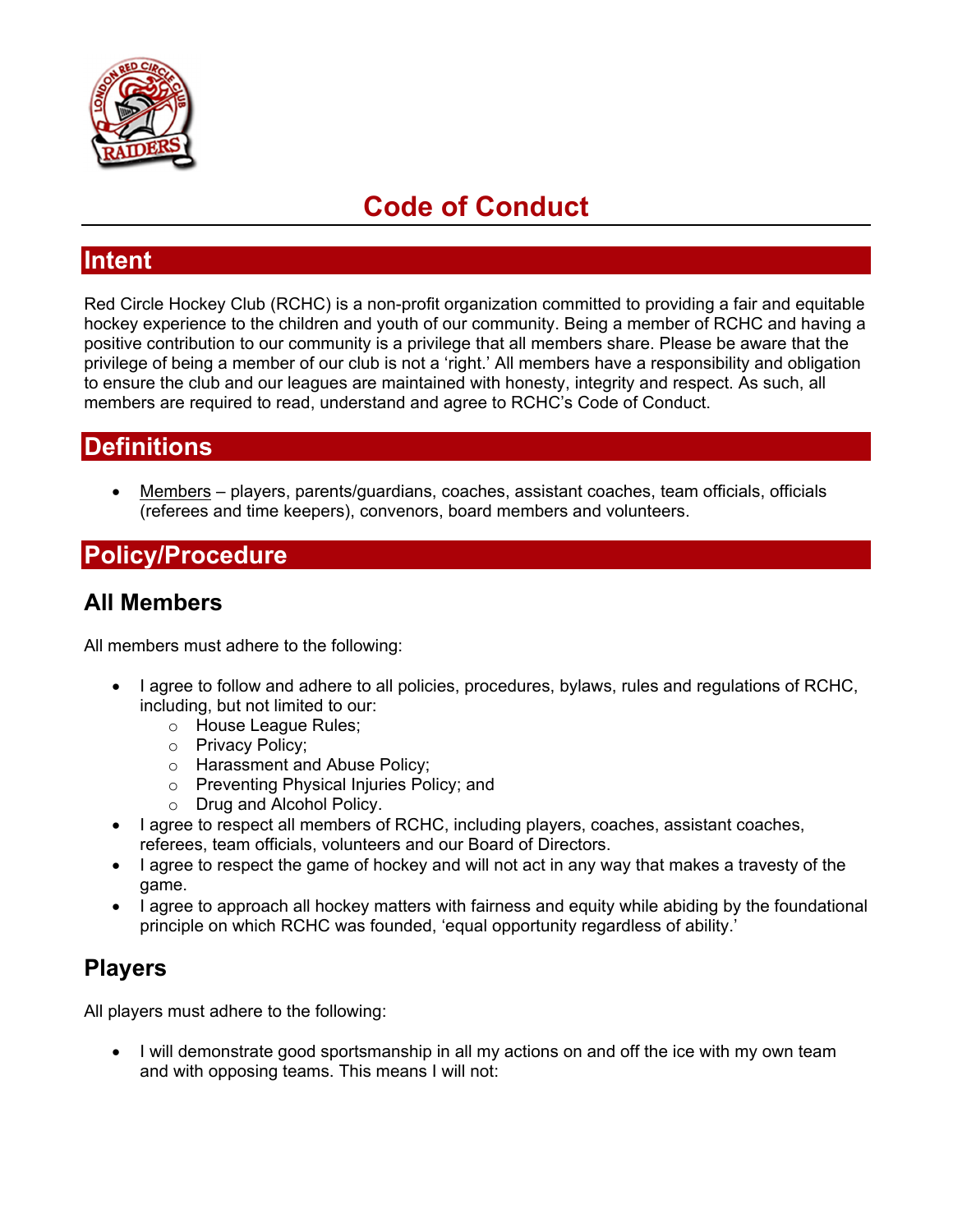# Code of Conduct

## Intent

Red Circle Hockey Club (RCHC) is a non-profit organization committed to providing a fair and equitable hockey experience to the children and youth of our community. Being a member of RCHC and having a positive contribution to our community is a privilege that all members share. Please be aware that the privilege of being a member of our club is not a 'right.' All members have a responsibility and obligation to ensure the club and our leagues are maintained with honesty, integrity and respect. As such, all members are required to read, understand and agree to RCHC's Code of Conduct.

## Definitions

- Members – players, parents/guardians, coaches, assistant coaches, team officials, officials (referees and time keepers), convenors, board members and volunteers.

## Policy/Procedure

### All Members

All members must adhere to the following:

- I agree to follow and adhere to all policies, procedures, bylaws, rules and regulations of RCHC, including, but not limited to our:
  - House League Rules;
  - Privacy Policy;
  - Harassment and Abuse Policy;
  - Preventing Physical Injuries Policy; and
  - Drug and Alcohol Policy.
- I agree to respect all members of RCHC, including players, coaches, assistant coaches, referees, team officials, volunteers and our Board of Directors.
- I agree to respect the game of hockey and will not act in any way that makes a travesty of the game.
- I agree to approach all hockey matters with fairness and equity while abiding by the foundational principle on which RCHC was founded, 'equal opportunity regardless of ability.'

### Players

All players must adhere to the following:

- I will demonstrate good sportsmanship in all my actions on and off the ice with my own team and with opposing teams. This means I will not: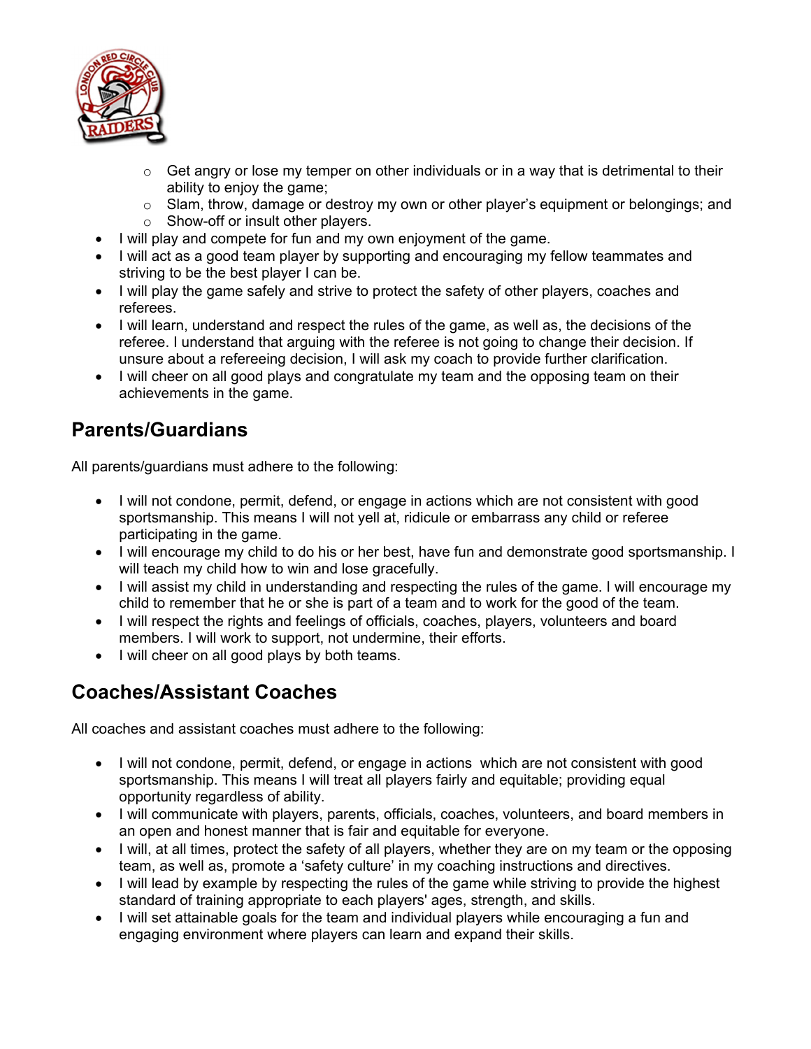- Get angry or lose my temper on other individuals or in a way that is detrimental to their ability to enjoy the game;
   - Slam, throw, damage or destroy my own or other player's equipment or belongings; and
   - Show-off or insult other players.
- I will play and compete for fun and my own enjoyment of the game.
- I will act as a good team player by supporting and encouraging my fellow teammates and striving to be the best player I can be.
- I will play the game safely and strive to protect the safety of other players, coaches and referees.
- I will learn, understand and respect the rules of the game, as well as, the decisions of the referee. I understand that arguing with the referee is not going to change their decision. If unsure about a refereeing decision, I will ask my coach to provide further clarification.
- I will cheer on all good plays and congratulate my team and the opposing team on their achievements in the game.

## Parents/Guardians

All parents/guardians must adhere to the following:

- I will not condone, permit, defend, or engage in actions which are not consistent with good sportsmanship. This means I will not yell at, ridicule or embarrass any child or referee participating in the game.
- I will encourage my child to do his or her best, have fun and demonstrate good sportsmanship. I will teach my child how to win and lose gracefully.
- I will assist my child in understanding and respecting the rules of the game. I will encourage my child to remember that he or she is part of a team and to work for the good of the team.
- I will respect the rights and feelings of officials, coaches, players, volunteers and board members. I will work to support, not undermine, their efforts.
- I will cheer on all good plays by both teams.

## Coaches/Assistant Coaches

All coaches and assistant coaches must adhere to the following:

- I will not condone, permit, defend, or engage in actions which are not consistent with good sportsmanship. This means I will treat all players fairly and equitable; providing equal opportunity regardless of ability.
- I will communicate with players, parents, officials, coaches, volunteers, and board members in an open and honest manner that is fair and equitable for everyone.
- I will, at all times, protect the safety of all players, whether they are on my team or the opposing team, as well as, promote a 'safety culture' in my coaching instructions and directives.
- I will lead by example by respecting the rules of the game while striving to provide the highest standard of training appropriate to each players' ages, strength, and skills.
- I will set attainable goals for the team and individual players while encouraging a fun and engaging environment where players can learn and expand their skills.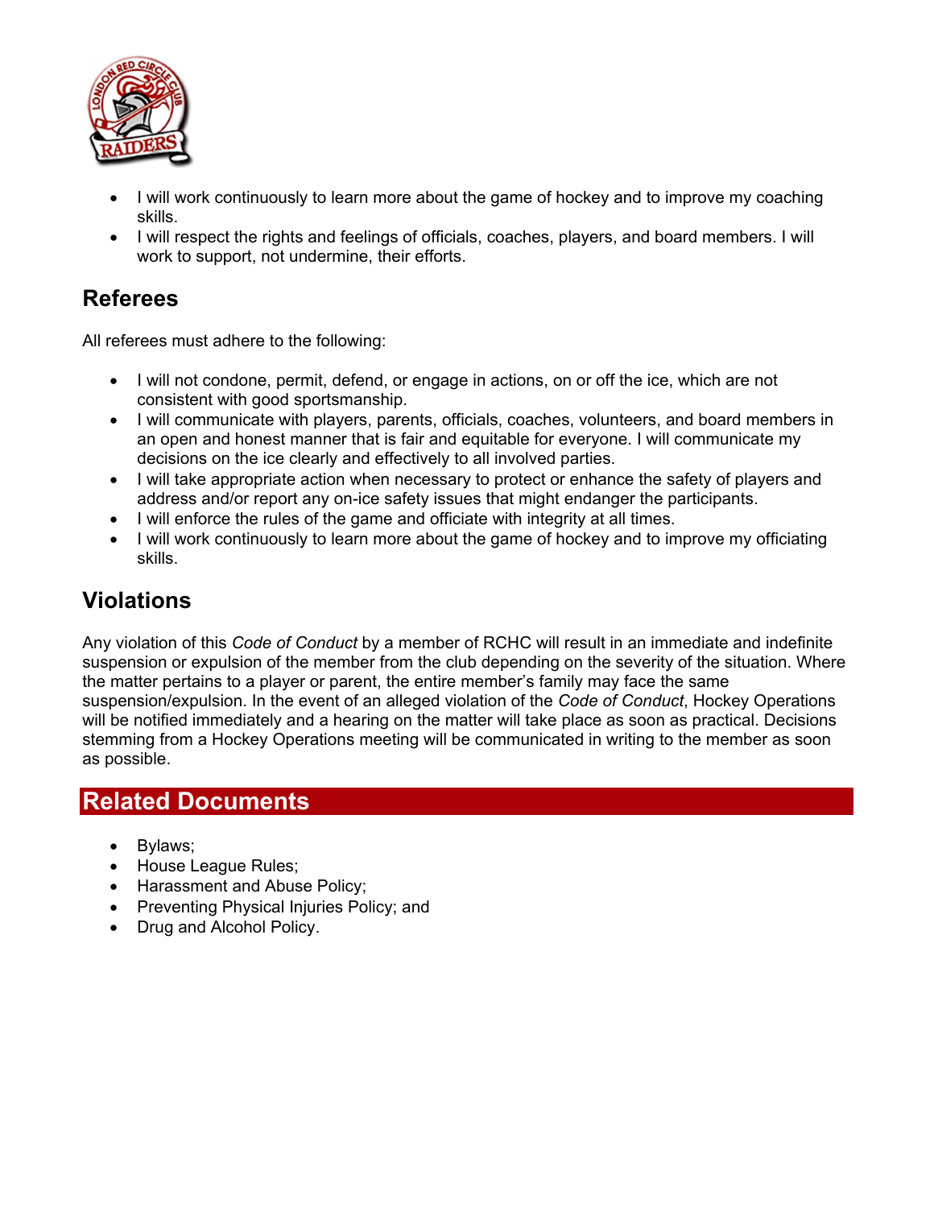- I will work continuously to learn more about the game of hockey and to improve my coaching skills.
- I will respect the rights and feelings of officials, coaches, players, and board members. I will work to support, not undermine, their efforts.

## Referees

All referees must adhere to the following:

- I will not condone, permit, defend, or engage in actions, on or off the ice, which are not consistent with good sportsmanship.
- I will communicate with players, parents, officials, coaches, volunteers, and board members in an open and honest manner that is fair and equitable for everyone. I will communicate my decisions on the ice clearly and effectively to all involved parties.
- I will take appropriate action when necessary to protect or enhance the safety of players and address and/or report any on-ice safety issues that might endanger the participants.
- I will enforce the rules of the game and officiate with integrity at all times.
- I will work continuously to learn more about the game of hockey and to improve my officiating skills.

## Violations

Any violation of this *Code of Conduct* by a member of RCHC will result in an immediate and indefinite suspension or expulsion of the member from the club depending on the severity of the situation. Where the matter pertains to a player or parent, the entire member's family may face the same suspension/expulsion. In the event of an alleged violation of the *Code of Conduct*, Hockey Operations will be notified immediately and a hearing on the matter will take place as soon as practical. Decisions stemming from a Hockey Operations meeting will be communicated in writing to the member as soon as possible.

# Related Documents

- Bylaws;
- House League Rules;
- Harassment and Abuse Policy;
- Preventing Physical Injuries Policy; and
- Drug and Alcohol Policy.